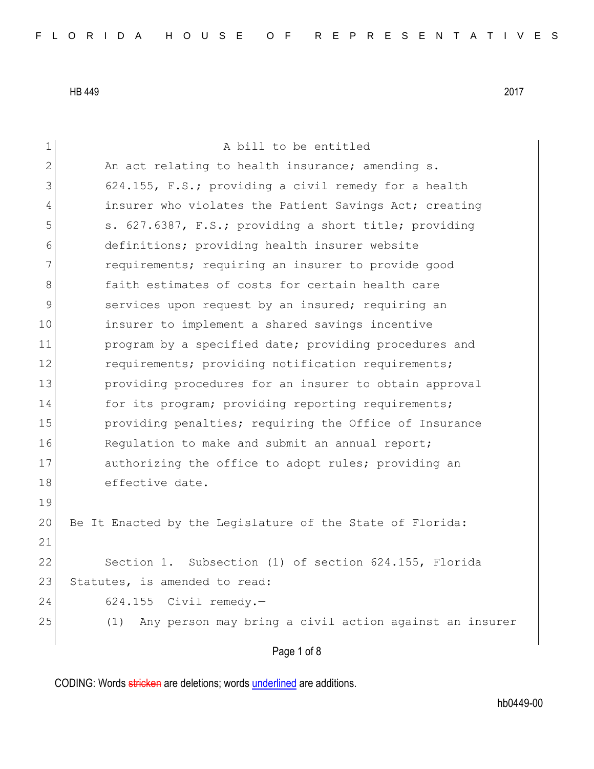A bill to be entitled

An act relating to health insurance; amending s. 624.155, F.S.; providing a civil remedy for a health insurer who violates the Patient Savings Act; creating s. 627.6387, F.S.; providing a short title; providing definitions; providing health insurer website requirements; requiring an insurer to provide good faith estimates of costs for certain health care services upon request by an insured; requiring an insurer to implement a shared savings incentive program by a specified date; providing procedures and requirements; providing notification requirements; providing procedures for an insurer to obtain approval for its program; providing reporting requirements; providing penalties; requiring the Office of Insurance Regulation to make and submit an annual report; authorizing the office to adopt rules; providing an effective date.

Be It Enacted by the Legislature of the State of Florida:

Section 1. Subsection (1) of section 624.155, Florida Statutes, is amended to read:

624.155 Civil remedy.—

(1) Any person may bring a civil action against an insurer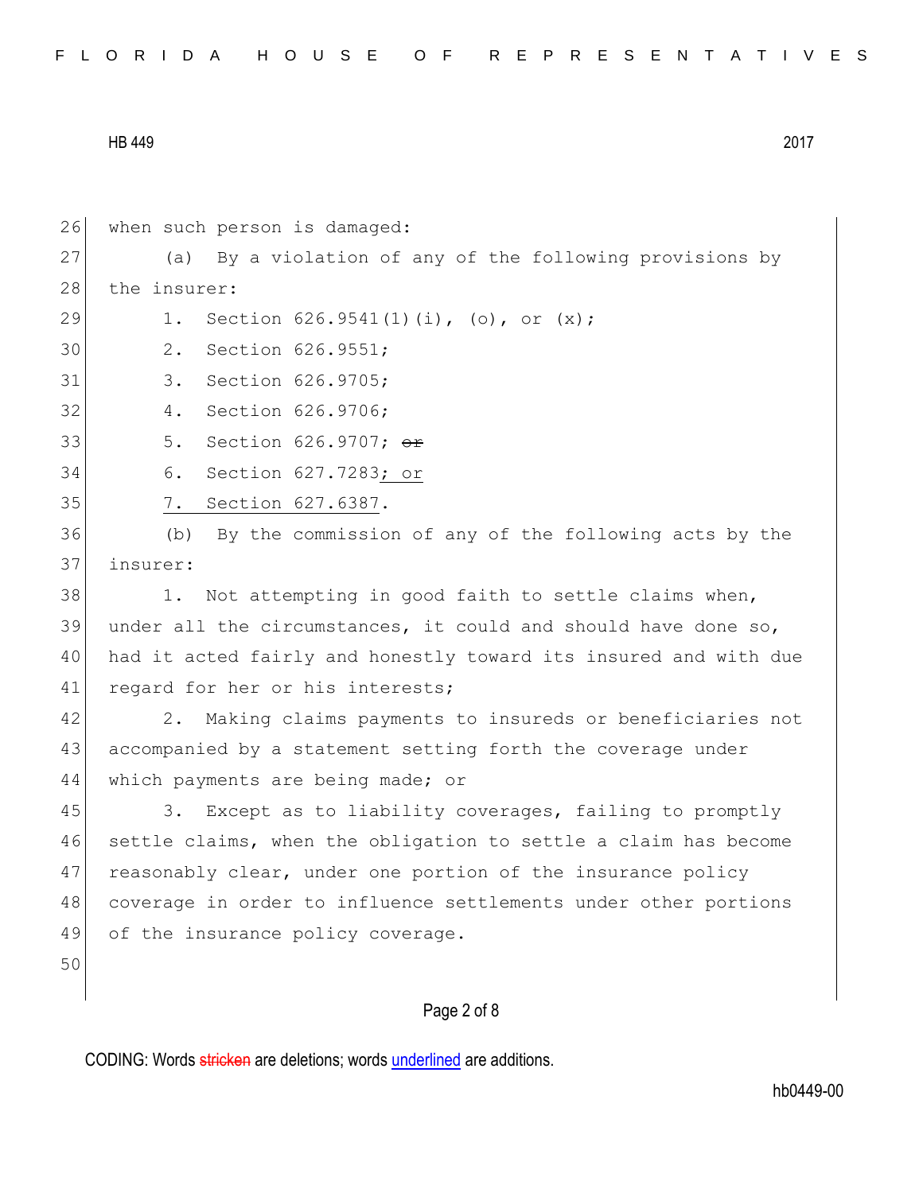when such person is damaged:

(a) By a violation of any of the following provisions by the insurer:

1. Section 626.9541(1)(i), (o), or (x);
2. Section 626.9551;
3. Section 626.9705;
4. Section 626.9706;
5. Section 626.9707; ~~or~~
6. Section 627.7283; or
7. Section 627.6387.

(b) By the commission of any of the following acts by the insurer:

1. Not attempting in good faith to settle claims when, under all the circumstances, it could and should have done so, had it acted fairly and honestly toward its insured and with due regard for her or his interests;
2. Making claims payments to insureds or beneficiaries not accompanied by a statement setting forth the coverage under which payments are being made; or
3. Except as to liability coverages, failing to promptly settle claims, when the obligation to settle a claim has become reasonably clear, under one portion of the insurance policy coverage in order to influence settlements under other portions of the insurance policy coverage.

CODING: Words ~~stricken~~ are deletions; words underlined are additions.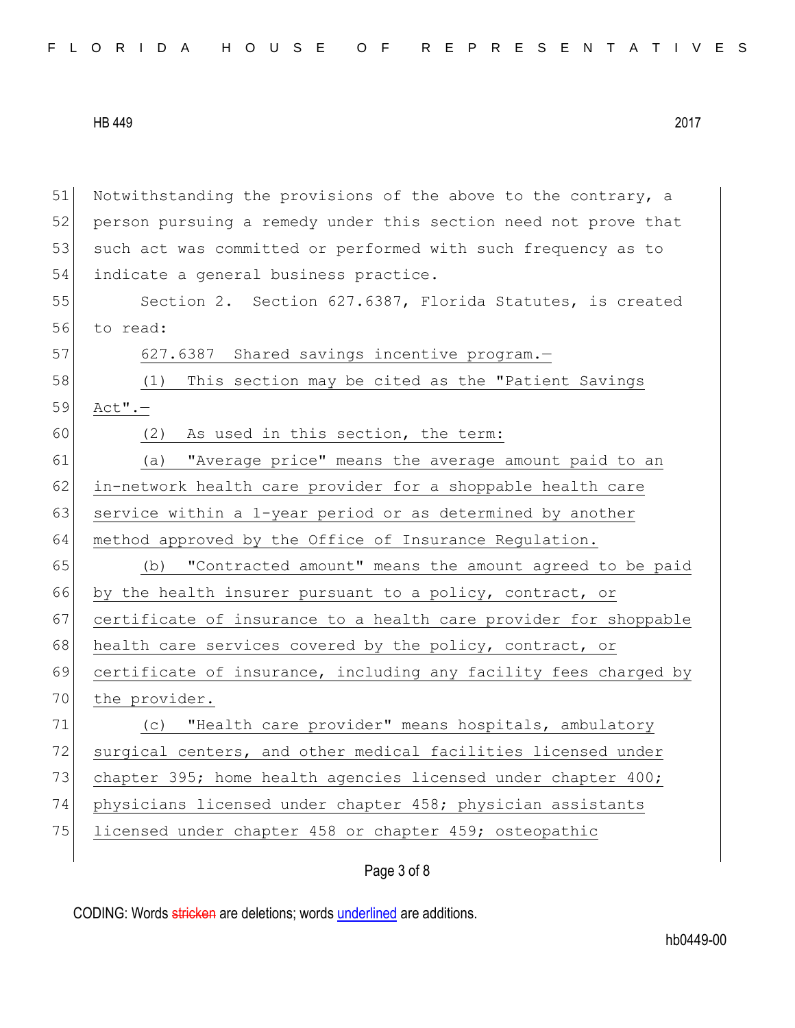Notwithstanding the provisions of the above to the contrary, a person pursuing a remedy under this section need not prove that such act was committed or performed with such frequency as to indicate a general business practice.

Section 2. Section 627.6387, Florida Statutes, is created to read:

627.6387 Shared savings incentive program.—

(1) This section may be cited as the "Patient Savings Act".—

(2) As used in this section, the term:

(a) "Average price" means the average amount paid to an in-network health care provider for a shoppable health care service within a 1-year period or as determined by another method approved by the Office of Insurance Regulation.

(b) "Contracted amount" means the amount agreed to be paid by the health insurer pursuant to a policy, contract, or certificate of insurance to a health care provider for shoppable health care services covered by the policy, contract, or certificate of insurance, including any facility fees charged by the provider.

(c) "Health care provider" means hospitals, ambulatory surgical centers, and other medical facilities licensed under chapter 395; home health agencies licensed under chapter 400; physicians licensed under chapter 458; physician assistants licensed under chapter 458 or chapter 459; osteopathic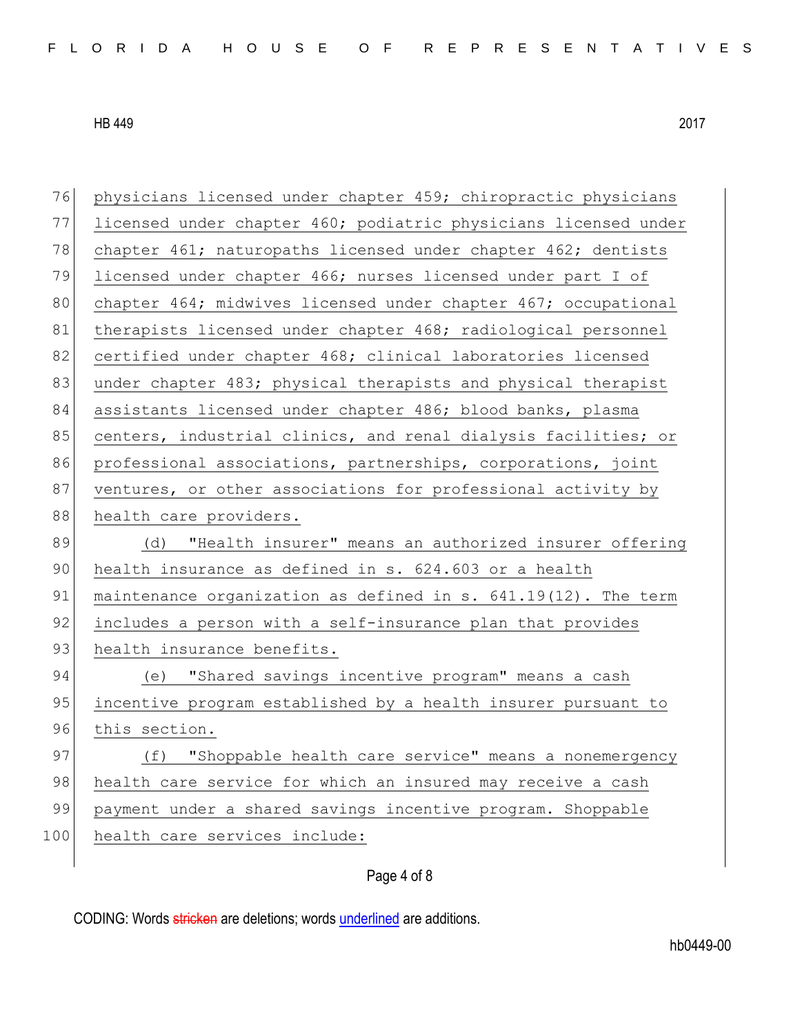physicians licensed under chapter 459; chiropractic physicians licensed under chapter 460; podiatric physicians licensed under chapter 461; naturopaths licensed under chapter 462; dentists licensed under chapter 466; nurses licensed under part I of chapter 464; midwives licensed under chapter 467; occupational therapists licensed under chapter 468; radiological personnel certified under chapter 468; clinical laboratories licensed under chapter 483; physical therapists and physical therapist assistants licensed under chapter 486; blood banks, plasma centers, industrial clinics, and renal dialysis facilities; or professional associations, partnerships, corporations, joint ventures, or other associations for professional activity by health care providers.

(d) "Health insurer" means an authorized insurer offering health insurance as defined in s. 624.603 or a health maintenance organization as defined in s. 641.19(12). The term includes a person with a self-insurance plan that provides health insurance benefits.

(e) "Shared savings incentive program" means a cash incentive program established by a health insurer pursuant to this section.

(f) "Shoppable health care service" means a nonemergency health care service for which an insured may receive a cash payment under a shared savings incentive program. Shoppable health care services include: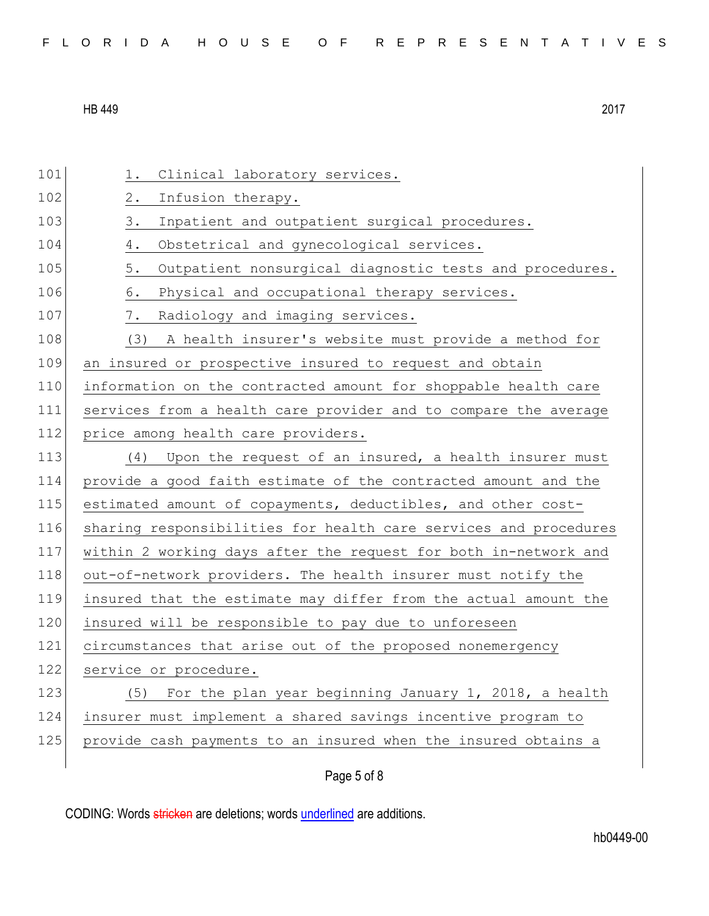1. Clinical laboratory services.
2. Infusion therapy.
3. Inpatient and outpatient surgical procedures.
4. Obstetrical and gynecological services.
5. Outpatient nonsurgical diagnostic tests and procedures.
6. Physical and occupational therapy services.
7. Radiology and imaging services.

(3) A health insurer's website must provide a method for an insured or prospective insured to request and obtain information on the contracted amount for shoppable health care services from a health care provider and to compare the average price among health care providers.

(4) Upon the request of an insured, a health insurer must provide a good faith estimate of the contracted amount and the estimated amount of copayments, deductibles, and other cost-sharing responsibilities for health care services and procedures within 2 working days after the request for both in-network and out-of-network providers. The health insurer must notify the insured that the estimate may differ from the actual amount the insured will be responsible to pay due to unforeseen circumstances that arise out of the proposed nonemergency service or procedure.

(5) For the plan year beginning January 1, 2018, a health insurer must implement a shared savings incentive program to provide cash payments to an insured when the insured obtains a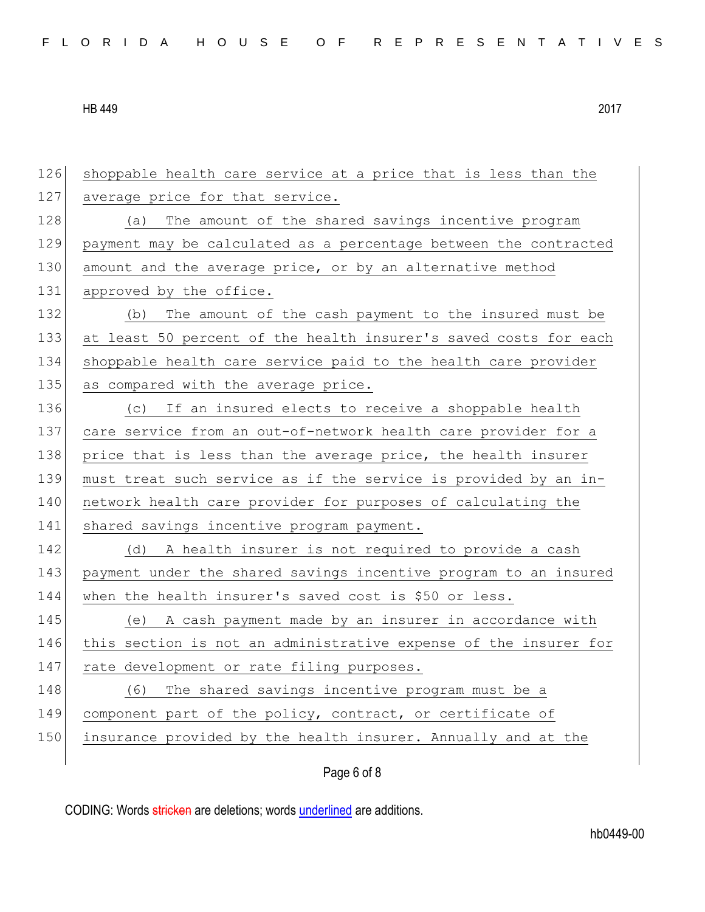shoppable health care service at a price that is less than the average price for that service.

(a) The amount of the shared savings incentive program payment may be calculated as a percentage between the contracted amount and the average price, or by an alternative method approved by the office.

(b) The amount of the cash payment to the insured must be at least 50 percent of the health insurer's saved costs for each shoppable health care service paid to the health care provider as compared with the average price.

(c) If an insured elects to receive a shoppable health care service from an out-of-network health care provider for a price that is less than the average price, the health insurer must treat such service as if the service is provided by an in-network health care provider for purposes of calculating the shared savings incentive program payment.

(d) A health insurer is not required to provide a cash payment under the shared savings incentive program to an insured when the health insurer's saved cost is $50 or less.

(e) A cash payment made by an insurer in accordance with this section is not an administrative expense of the insurer for rate development or rate filing purposes.

(6) The shared savings incentive program must be a component part of the policy, contract, or certificate of insurance provided by the health insurer. Annually and at the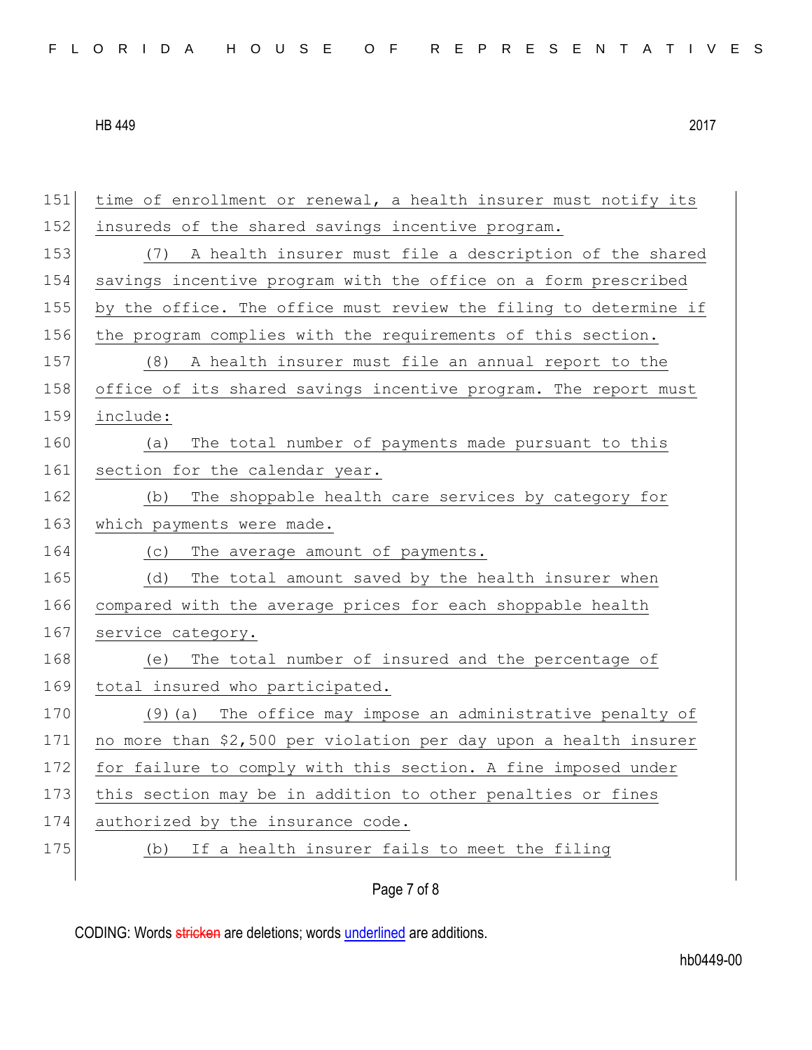time of enrollment or renewal, a health insurer must notify its insureds of the shared savings incentive program.

(7) A health insurer must file a description of the shared savings incentive program with the office on a form prescribed by the office. The office must review the filing to determine if the program complies with the requirements of this section.

(8) A health insurer must file an annual report to the office of its shared savings incentive program. The report must include:

(a) The total number of payments made pursuant to this section for the calendar year.

(b) The shoppable health care services by category for which payments were made.

(c) The average amount of payments.

(d) The total amount saved by the health insurer when compared with the average prices for each shoppable health service category.

(e) The total number of insured and the percentage of total insured who participated.

(9)(a) The office may impose an administrative penalty of no more than $2,500 per violation per day upon a health insurer for failure to comply with this section. A fine imposed under this section may be in addition to other penalties or fines authorized by the insurance code.

(b) If a health insurer fails to meet the filing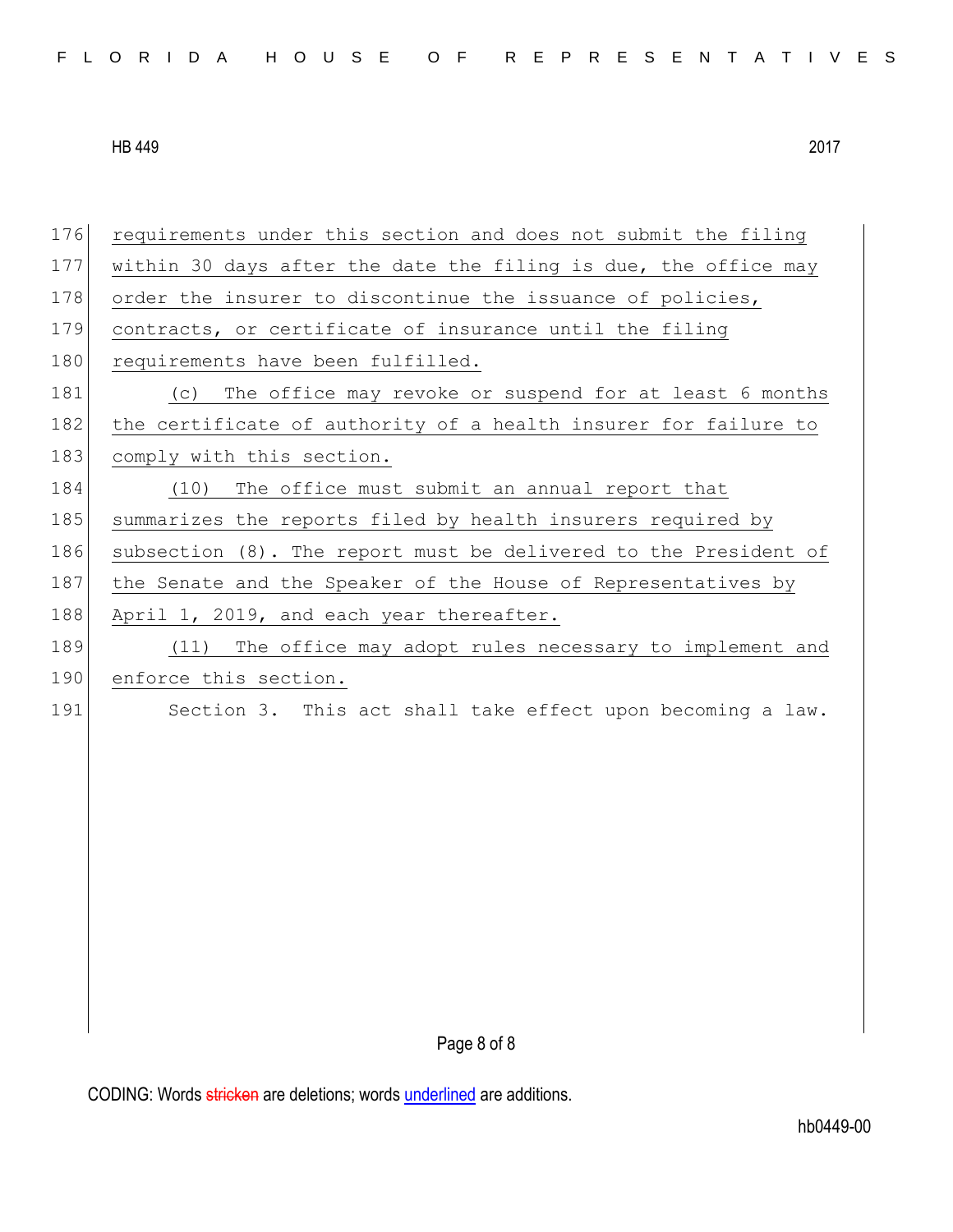176 requirements under this section and does not submit the filing
177 within 30 days after the date the filing is due, the office may
178 order the insurer to discontinue the issuance of policies,
179 contracts, or certificate of insurance until the filing
180 requirements have been fulfilled.

181 (c) The office may revoke or suspend for at least 6 months
182 the certificate of authority of a health insurer for failure to
183 comply with this section.

184 (10) The office must submit an annual report that
185 summarizes the reports filed by health insurers required by
186 subsection (8). The report must be delivered to the President of
187 the Senate and the Speaker of the House of Representatives by
188 April 1, 2019, and each year thereafter.

189 (11) The office may adopt rules necessary to implement and
190 enforce this section.

191 Section 3. This act shall take effect upon becoming a law.

CODING: Words stricken are deletions; words underlined are additions.

hb0449-00